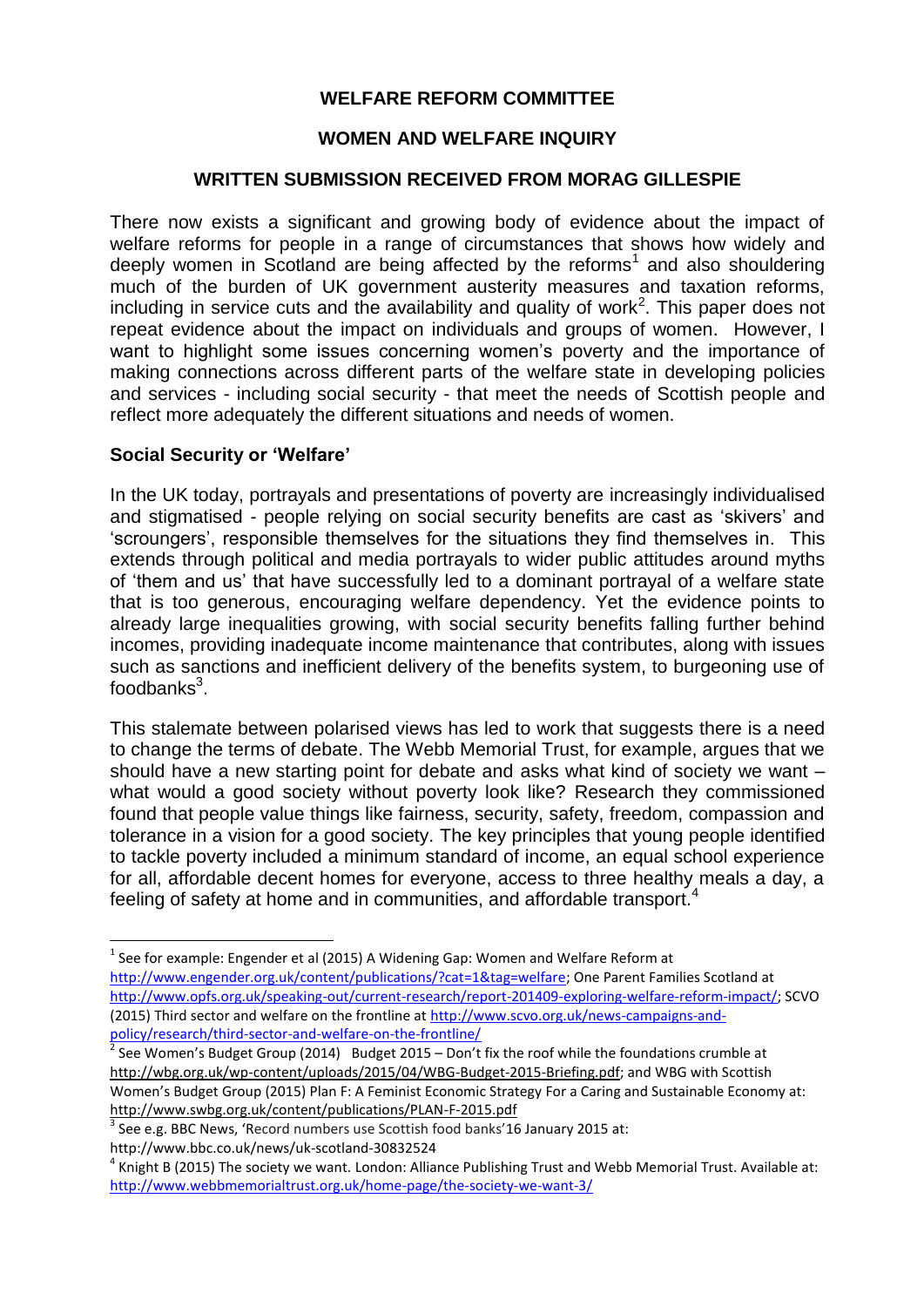**WELFARE REFORM COMMITTEE**

**WOMEN AND WELFARE INQUIRY**

**WRITTEN SUBMISSION RECEIVED FROM MORAG GILLESPIE**

There now exists a significant and growing body of evidence about the impact of welfare reforms for people in a range of circumstances that shows how widely and deeply women in Scotland are being affected by the reforms[1] and also shouldering much of the burden of UK government austerity measures and taxation reforms, including in service cuts and the availability and quality of work[2]. This paper does not repeat evidence about the impact on individuals and groups of women. However, I want to highlight some issues concerning women's poverty and the importance of making connections across different parts of the welfare state in developing policies and services - including social security - that meet the needs of Scottish people and reflect more adequately the different situations and needs of women.

## Social Security or 'Welfare'

In the UK today, portrayals and presentations of poverty are increasingly individualised and stigmatised - people relying on social security benefits are cast as 'skivers' and 'scroungers', responsible themselves for the situations they find themselves in. This extends through political and media portrayals to wider public attitudes around myths of 'them and us' that have successfully led to a dominant portrayal of a welfare state that is too generous, encouraging welfare dependency. Yet the evidence points to already large inequalities growing, with social security benefits falling further behind incomes, providing inadequate income maintenance that contributes, along with issues such as sanctions and inefficient delivery of the benefits system, to burgeoning use of foodbanks[3].

This stalemate between polarised views has led to work that suggests there is a need to change the terms of debate. The Webb Memorial Trust, for example, argues that we should have a new starting point for debate and asks what kind of society we want – what would a good society without poverty look like? Research they commissioned found that people value things like fairness, security, safety, freedom, compassion and tolerance in a vision for a good society. The key principles that young people identified to tackle poverty included a minimum standard of income, an equal school experience for all, affordable decent homes for everyone, access to three healthy meals a day, a feeling of safety at home and in communities, and affordable transport.[4]

---

[1] See for example: Engender et al (2015) A Widening Gap: Women and Welfare Reform at http://www.engender.org.uk/content/publications/?cat=1&tag=welfare; One Parent Families Scotland at http://www.opfs.org.uk/speaking-out/current-research/report-201409-exploring-welfare-reform-impact/; SCVO (2015) Third sector and welfare on the frontline at http://www.scvo.org.uk/news-campaigns-and-policy/research/third-sector-and-welfare-on-the-frontline/

[2] See Women's Budget Group (2014) Budget 2015 – Don't fix the roof while the foundations crumble at http://wbg.org.uk/wp-content/uploads/2015/04/WBG-Budget-2015-Briefing.pdf; and WBG with Scottish Women's Budget Group (2015) Plan F: A Feminist Economic Strategy For a Caring and Sustainable Economy at: http://www.swbg.org.uk/content/publications/PLAN-F-2015.pdf

[3] See e.g. BBC News, 'Record numbers use Scottish food banks' 16 January 2015 at: http://www.bbc.co.uk/news/uk-scotland-30832524

[4] Knight B (2015) The society we want. London: Alliance Publishing Trust and Webb Memorial Trust. Available at: http://www.webbmemorialtrust.org.uk/home-page/the-society-we-want-3/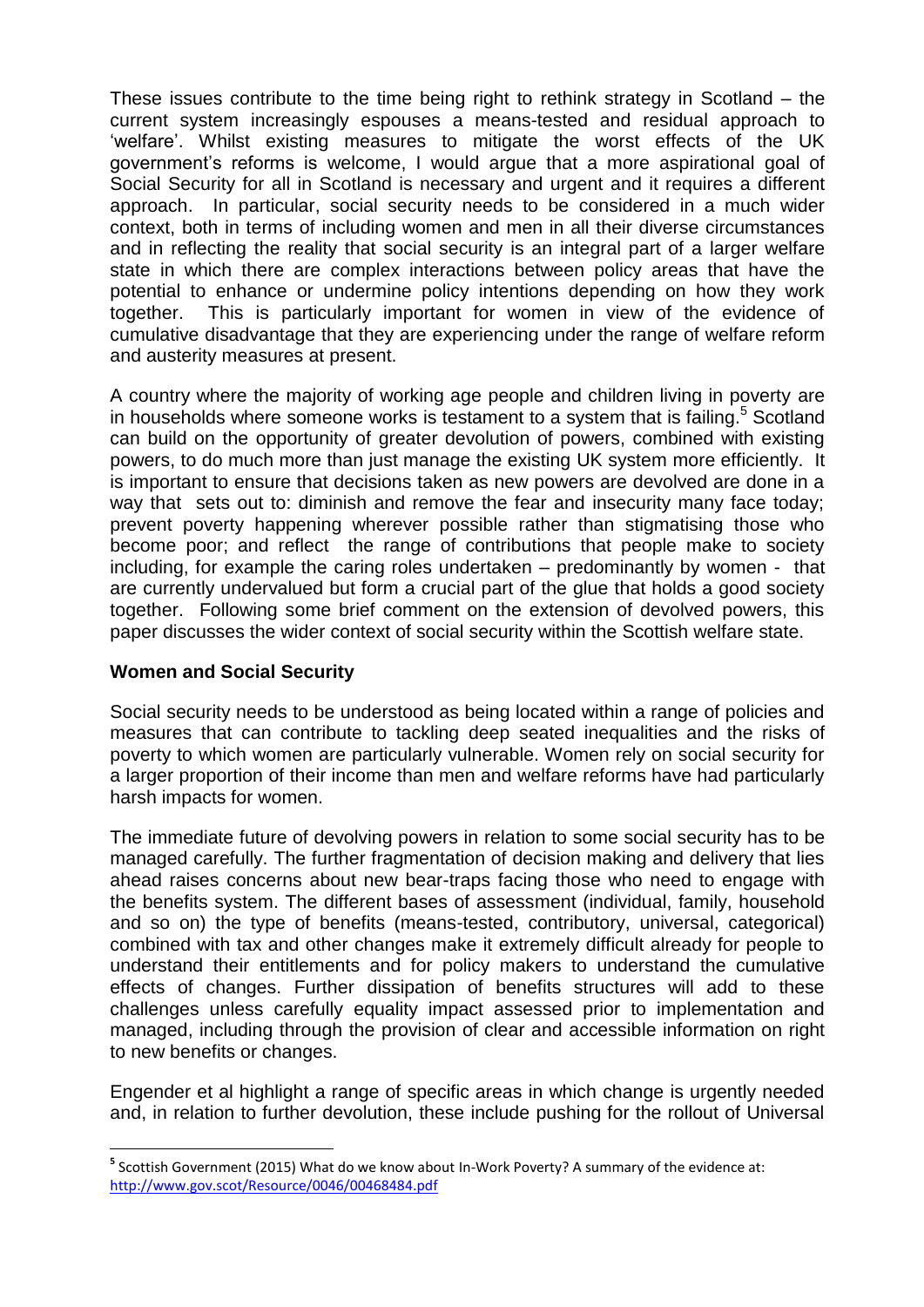These issues contribute to the time being right to rethink strategy in Scotland – the current system increasingly espouses a means-tested and residual approach to 'welfare'. Whilst existing measures to mitigate the worst effects of the UK government's reforms is welcome, I would argue that a more aspirational goal of Social Security for all in Scotland is necessary and urgent and it requires a different approach. In particular, social security needs to be considered in a much wider context, both in terms of including women and men in all their diverse circumstances and in reflecting the reality that social security is an integral part of a larger welfare state in which there are complex interactions between policy areas that have the potential to enhance or undermine policy intentions depending on how they work together. This is particularly important for women in view of the evidence of cumulative disadvantage that they are experiencing under the range of welfare reform and austerity measures at present.

A country where the majority of working age people and children living in poverty are in households where someone works is testament to a system that is failing.[5] Scotland can build on the opportunity of greater devolution of powers, combined with existing powers, to do much more than just manage the existing UK system more efficiently. It is important to ensure that decisions taken as new powers are devolved are done in a way that sets out to: diminish and remove the fear and insecurity many face today; prevent poverty happening wherever possible rather than stigmatising those who become poor; and reflect the range of contributions that people make to society including, for example the caring roles undertaken – predominantly by women - that are currently undervalued but form a crucial part of the glue that holds a good society together. Following some brief comment on the extension of devolved powers, this paper discusses the wider context of social security within the Scottish welfare state.

## Women and Social Security

Social security needs to be understood as being located within a range of policies and measures that can contribute to tackling deep seated inequalities and the risks of poverty to which women are particularly vulnerable. Women rely on social security for a larger proportion of their income than men and welfare reforms have had particularly harsh impacts for women.

The immediate future of devolving powers in relation to some social security has to be managed carefully. The further fragmentation of decision making and delivery that lies ahead raises concerns about new bear-traps facing those who need to engage with the benefits system. The different bases of assessment (individual, family, household and so on) the type of benefits (means-tested, contributory, universal, categorical) combined with tax and other changes make it extremely difficult already for people to understand their entitlements and for policy makers to understand the cumulative effects of changes. Further dissipation of benefits structures will add to these challenges unless carefully equality impact assessed prior to implementation and managed, including through the provision of clear and accessible information on right to new benefits or changes.

Engender et al highlight a range of specific areas in which change is urgently needed and, in relation to further devolution, these include pushing for the rollout of Universal

---

[5] Scottish Government (2015) What do we know about In-Work Poverty? A summary of the evidence at: http://www.gov.scot/Resource/0046/00468484.pdf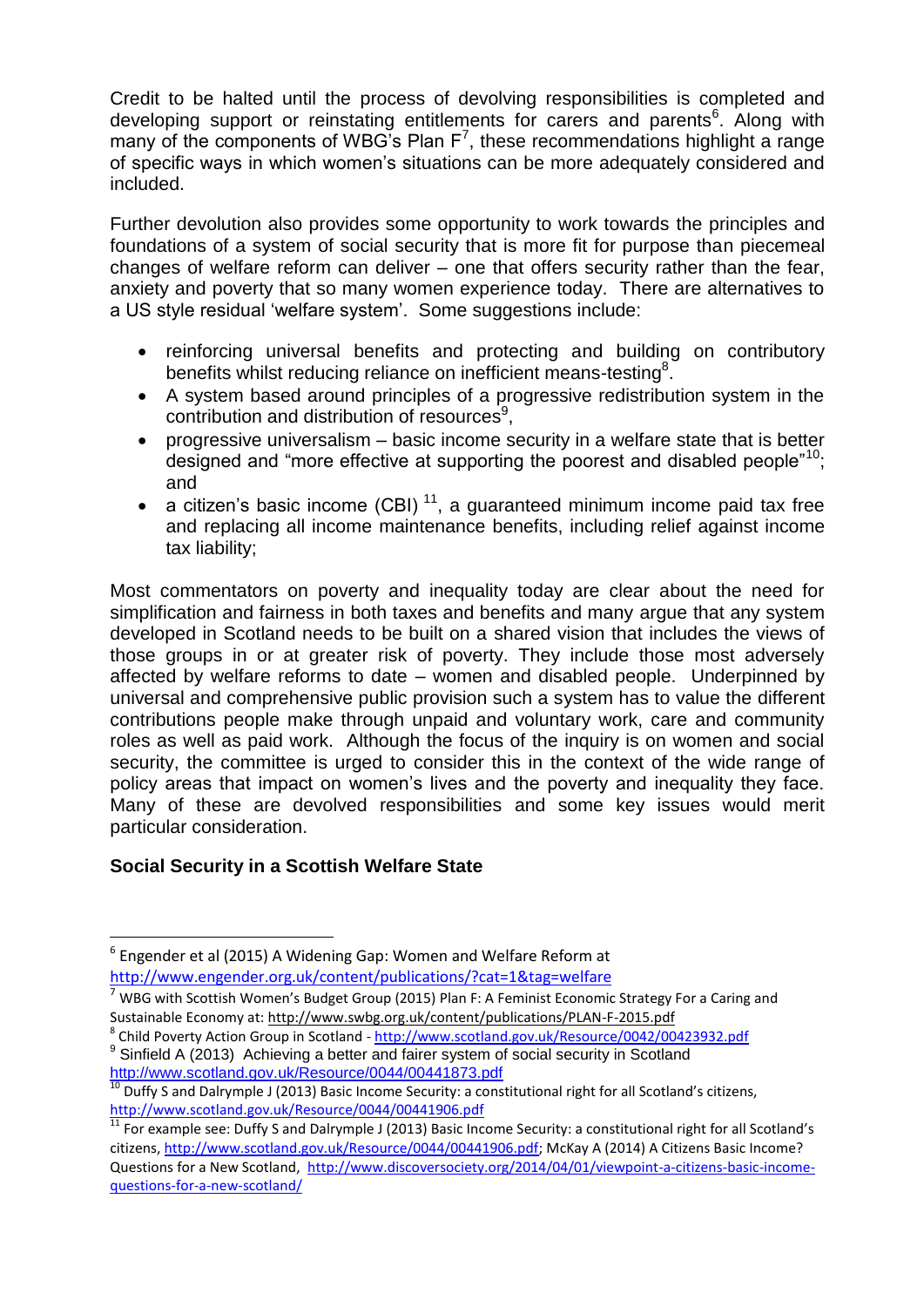Credit to be halted until the process of devolving responsibilities is completed and developing support or reinstating entitlements for carers and parents[6]. Along with many of the components of WBG's Plan F[7], these recommendations highlight a range of specific ways in which women's situations can be more adequately considered and included.

Further devolution also provides some opportunity to work towards the principles and foundations of a system of social security that is more fit for purpose than piecemeal changes of welfare reform can deliver – one that offers security rather than the fear, anxiety and poverty that so many women experience today. There are alternatives to a US style residual 'welfare system'. Some suggestions include:

- reinforcing universal benefits and protecting and building on contributory benefits whilst reducing reliance on inefficient means-testing[8].
- A system based around principles of a progressive redistribution system in the contribution and distribution of resources[9],
- progressive universalism – basic income security in a welfare state that is better designed and "more effective at supporting the poorest and disabled people"[10]; and
- a citizen's basic income (CBI) [11], a guaranteed minimum income paid tax free and replacing all income maintenance benefits, including relief against income tax liability;

Most commentators on poverty and inequality today are clear about the need for simplification and fairness in both taxes and benefits and many argue that any system developed in Scotland needs to be built on a shared vision that includes the views of those groups in or at greater risk of poverty. They include those most adversely affected by welfare reforms to date – women and disabled people. Underpinned by universal and comprehensive public provision such a system has to value the different contributions people make through unpaid and voluntary work, care and community roles as well as paid work. Although the focus of the inquiry is on women and social security, the committee is urged to consider this in the context of the wide range of policy areas that impact on women's lives and the poverty and inequality they face. Many of these are devolved responsibilities and some key issues would merit particular consideration.

**Social Security in a Scottish Welfare State**

---

[6] Engender et al (2015) A Widening Gap: Women and Welfare Reform at http://www.engender.org.uk/content/publications/?cat=1&tag=welfare

[7] WBG with Scottish Women's Budget Group (2015) Plan F: A Feminist Economic Strategy For a Caring and Sustainable Economy at: http://www.swbg.org.uk/content/publications/PLAN-F-2015.pdf

[8] Child Poverty Action Group in Scotland - http://www.scotland.gov.uk/Resource/0042/00423932.pdf

[9] Sinfield A (2013) Achieving a better and fairer system of social security in Scotland http://www.scotland.gov.uk/Resource/0044/00441873.pdf

[10] Duffy S and Dalrymple J (2013) Basic Income Security: a constitutional right for all Scotland's citizens, http://www.scotland.gov.uk/Resource/0044/00441906.pdf

[11] For example see: Duffy S and Dalrymple J (2013) Basic Income Security: a constitutional right for all Scotland's citizens, http://www.scotland.gov.uk/Resource/0044/00441906.pdf; McKay A (2014) A Citizens Basic Income? Questions for a New Scotland, http://www.discoversociety.org/2014/04/01/viewpoint-a-citizens-basic-income-questions-for-a-new-scotland/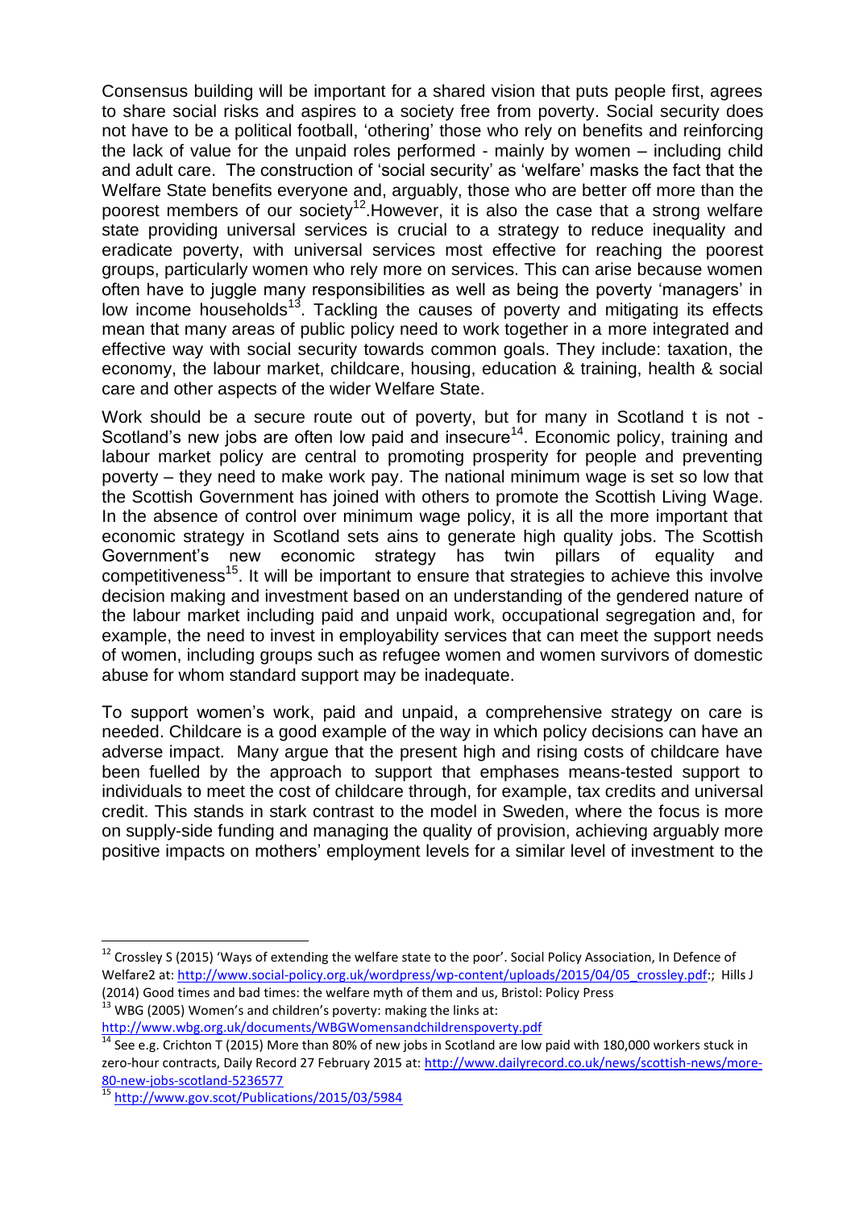Consensus building will be important for a shared vision that puts people first, agrees to share social risks and aspires to a society free from poverty. Social security does not have to be a political football, 'othering' those who rely on benefits and reinforcing the lack of value for the unpaid roles performed - mainly by women – including child and adult care. The construction of 'social security' as 'welfare' masks the fact that the Welfare State benefits everyone and, arguably, those who are better off more than the poorest members of our society[12].However, it is also the case that a strong welfare state providing universal services is crucial to a strategy to reduce inequality and eradicate poverty, with universal services most effective for reaching the poorest groups, particularly women who rely more on services. This can arise because women often have to juggle many responsibilities as well as being the poverty 'managers' in low income households[13]. Tackling the causes of poverty and mitigating its effects mean that many areas of public policy need to work together in a more integrated and effective way with social security towards common goals. They include: taxation, the economy, the labour market, childcare, housing, education & training, health & social care and other aspects of the wider Welfare State.

Work should be a secure route out of poverty, but for many in Scotland t is not - Scotland's new jobs are often low paid and insecure[14]. Economic policy, training and labour market policy are central to promoting prosperity for people and preventing poverty – they need to make work pay. The national minimum wage is set so low that the Scottish Government has joined with others to promote the Scottish Living Wage. In the absence of control over minimum wage policy, it is all the more important that economic strategy in Scotland sets ains to generate high quality jobs. The Scottish Government's new economic strategy has twin pillars of equality and competitiveness[15]. It will be important to ensure that strategies to achieve this involve decision making and investment based on an understanding of the gendered nature of the labour market including paid and unpaid work, occupational segregation and, for example, the need to invest in employability services that can meet the support needs of women, including groups such as refugee women and women survivors of domestic abuse for whom standard support may be inadequate.

To support women's work, paid and unpaid, a comprehensive strategy on care is needed. Childcare is a good example of the way in which policy decisions can have an adverse impact. Many argue that the present high and rising costs of childcare have been fuelled by the approach to support that emphases means-tested support to individuals to meet the cost of childcare through, for example, tax credits and universal credit. This stands in stark contrast to the model in Sweden, where the focus is more on supply-side funding and managing the quality of provision, achieving arguably more positive impacts on mothers' employment levels for a similar level of investment to the

---

[12] Crossley S (2015) 'Ways of extending the welfare state to the poor'. Social Policy Association, In Defence of Welfare2 at: http://www.social-policy.org.uk/wordpress/wp-content/uploads/2015/04/05_crossley.pdf:; Hills J (2014) Good times and bad times: the welfare myth of them and us, Bristol: Policy Press

[13] WBG (2005) Women's and children's poverty: making the links at: http://www.wbg.org.uk/documents/WBGWomensandchildrenspoverty.pdf

[14] See e.g. Crichton T (2015) More than 80% of new jobs in Scotland are low paid with 180,000 workers stuck in zero-hour contracts, Daily Record 27 February 2015 at: http://www.dailyrecord.co.uk/news/scottish-news/more-80-new-jobs-scotland-5236577

[15] http://www.gov.scot/Publications/2015/03/5984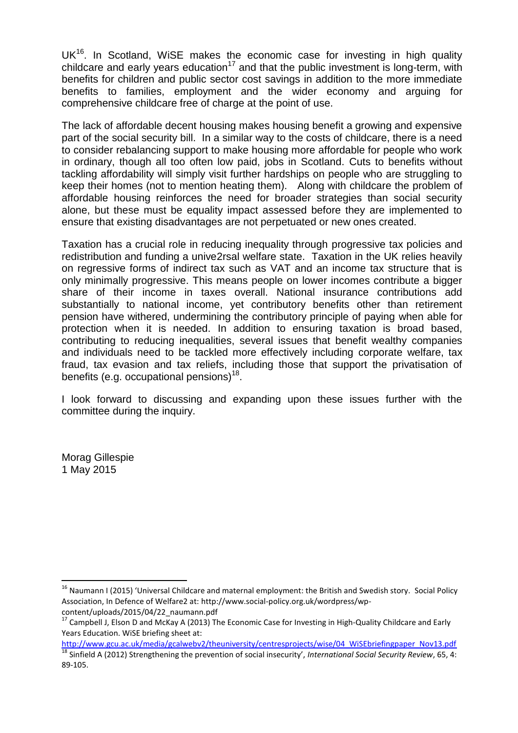UK[16]. In Scotland, WiSE makes the economic case for investing in high quality childcare and early years education[17] and that the public investment is long-term, with benefits for children and public sector cost savings in addition to the more immediate benefits to families, employment and the wider economy and arguing for comprehensive childcare free of charge at the point of use.

The lack of affordable decent housing makes housing benefit a growing and expensive part of the social security bill. In a similar way to the costs of childcare, there is a need to consider rebalancing support to make housing more affordable for people who work in ordinary, though all too often low paid, jobs in Scotland. Cuts to benefits without tackling affordability will simply visit further hardships on people who are struggling to keep their homes (not to mention heating them). Along with childcare the problem of affordable housing reinforces the need for broader strategies than social security alone, but these must be equality impact assessed before they are implemented to ensure that existing disadvantages are not perpetuated or new ones created.

Taxation has a crucial role in reducing inequality through progressive tax policies and redistribution and funding a unive2rsal welfare state. Taxation in the UK relies heavily on regressive forms of indirect tax such as VAT and an income tax structure that is only minimally progressive. This means people on lower incomes contribute a bigger share of their income in taxes overall. National insurance contributions add substantially to national income, yet contributory benefits other than retirement pension have withered, undermining the contributory principle of paying when able for protection when it is needed. In addition to ensuring taxation is broad based, contributing to reducing inequalities, several issues that benefit wealthy companies and individuals need to be tackled more effectively including corporate welfare, tax fraud, tax evasion and tax reliefs, including those that support the privatisation of benefits (e.g. occupational pensions)[18].

I look forward to discussing and expanding upon these issues further with the committee during the inquiry.

Morag Gillespie
1 May 2015

---

[16] Naumann I (2015) 'Universal Childcare and maternal employment: the British and Swedish story. Social Policy Association, In Defence of Welfare2 at: http://www.social-policy.org.uk/wordpress/wp-content/uploads/2015/04/22_naumann.pdf

[17] Campbell J, Elson D and McKay A (2013) The Economic Case for Investing in High-Quality Childcare and Early Years Education. WiSE briefing sheet at: http://www.gcu.ac.uk/media/gcalwebv2/theuniversity/centresprojects/wise/04_WiSEbriefingpaper_Nov13.pdf

[18] Sinfield A (2012) Strengthening the prevention of social insecurity', *International Social Security Review*, 65, 4: 89-105.